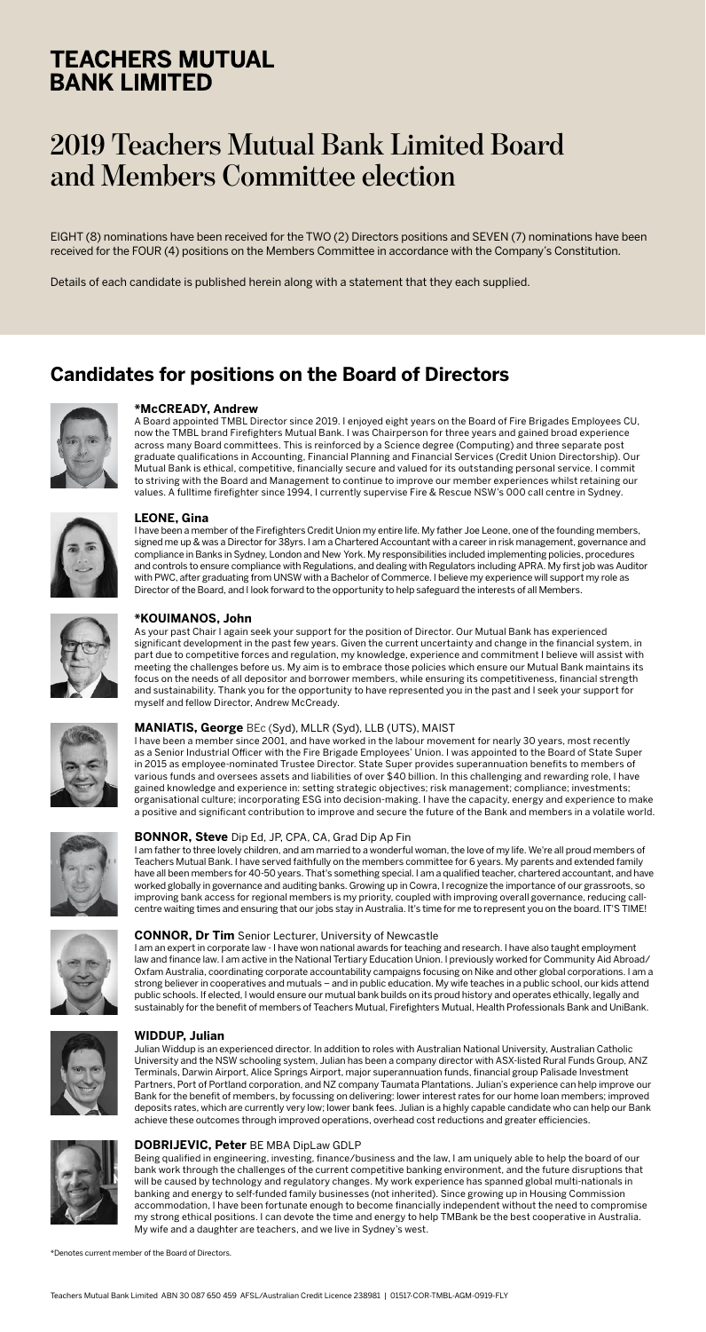# TEACHERS MUTUAL BANK LIMITED

# 2019 Teachers Mutual Bank Limited Board and Members Committee election

EIGHT (8) nominations have been received for the TWO (2) Directors positions and SEVEN (7) nominations have been received for the FOUR (4) positions on the Members Committee in accordance with the Company's Constitution.

Details of each candidate is published herein along with a statement that they each supplied.

## Candidates for positions on the Board of Directors

### *McCREADY, Andrew

A Board appointed TMBL Director since 2019. I enjoyed eight years on the Board of Fire Brigades Employees CU, now the TMBL brand Firefighters Mutual Bank. I was Chairperson for three years and gained broad experience across many Board committees. This is reinforced by a Science degree (Computing) and three separate post graduate qualifications in Accounting, Financial Planning and Financial Services (Credit Union Directorship). Our Mutual Bank is ethical, competitive, financially secure and valued for its outstanding personal service. I commit to striving with the Board and Management to continue to improve our member experiences whilst retaining our values. A fulltime firefighter since 1994, I currently supervise Fire & Rescue NSW's 000 call centre in Sydney.

### LEONE, Gina

I have been a member of the Firefighters Credit Union my entire life. My father Joe Leone, one of the founding members, signed me up & was a Director for 38yrs. I am a Chartered Accountant with a career in risk management, governance and compliance in Banks in Sydney, London and New York. My responsibilities included implementing policies, procedures and controls to ensure compliance with Regulations, and dealing with Regulators including APRA. My first job was Auditor with PWC, after graduating from UNSW with a Bachelor of Commerce. I believe my experience will support my role as Director of the Board, and I look forward to the opportunity to help safeguard the interests of all Members.

### *KOUIMANOS, John

As your past Chair I again seek your support for the position of Director. Our Mutual Bank has experienced significant development in the past few years. Given the current uncertainty and change in the financial system, in part due to competitive forces and regulation, my knowledge, experience and commitment I believe will assist with meeting the challenges before us. My aim is to embrace those policies which ensure our Mutual Bank maintains its focus on the needs of all depositor and borrower members, while ensuring its competitiveness, financial strength and sustainability. Thank you for the opportunity to have represented you in the past and I seek your support for myself and fellow Director, Andrew McCready.

### MANIATIS, George BEc (Syd), MLLR (Syd), LLB (UTS), MAIST

I have been a member since 2001, and have worked in the labour movement for nearly 30 years, most recently as a Senior Industrial Officer with the Fire Brigade Employees' Union. I was appointed to the Board of State Super in 2015 as employee-nominated Trustee Director. State Super provides superannuation benefits to members of various funds and oversees assets and liabilities of over $40 billion. In this challenging and rewarding role, I have gained knowledge and experience in: setting strategic objectives; risk management; compliance; investments; organisational culture; incorporating ESG into decision-making. I have the capacity, energy and experience to make a positive and significant contribution to improve and secure the future of the Bank and members in a volatile world.

### BONNOR, Steve Dip Ed, JP, CPA, CA, Grad Dip Ap Fin

I am father to three lovely children, and am married to a wonderful woman, the love of my life. We're all proud members of Teachers Mutual Bank. I have served faithfully on the members committee for 6 years. My parents and extended family have all been members for 40-50 years. That's something special. I am a qualified teacher, chartered accountant, and have worked globally in governance and auditing banks. Growing up in Cowra, I recognize the importance of our grassroots, so improving bank access for regional members is my priority, coupled with improving overall governance, reducing call-centre waiting times and ensuring that our jobs stay in Australia. It's time for me to represent you on the board. IT'S TIME!

### CONNOR, Dr Tim Senior Lecturer, University of Newcastle

I am an expert in corporate law - I have won national awards for teaching and research. I have also taught employment law and finance law. I am active in the National Tertiary Education Union. I previously worked for Community Aid Abroad/ Oxfam Australia, coordinating corporate accountability campaigns focusing on Nike and other global corporations. I am a strong believer in cooperatives and mutuals – and in public education. My wife teaches in a public school, our kids attend public schools. If elected, I would ensure our mutual bank builds on its proud history and operates ethically, legally and sustainably for the benefit of members of Teachers Mutual, Firefighters Mutual, Health Professionals Bank and UniBank.

### WIDDUP, Julian

Julian Widdup is an experienced director. In addition to roles with Australian National University, Australian Catholic University and the NSW schooling system, Julian has been a company director with ASX-listed Rural Funds Group, ANZ Terminals, Darwin Airport, Alice Springs Airport, major superannuation funds, financial group Palisade Investment Partners, Port of Portland corporation, and NZ company Taumata Plantations. Julian's experience can help improve our Bank for the benefit of members, by focussing on delivering: lower interest rates for our home loan members; improved deposits rates, which are currently very low; lower bank fees. Julian is a highly capable candidate who can help our Bank achieve these outcomes through improved operations, overhead cost reductions and greater efficiencies.

### DOBRIJEVIC, Peter BE MBA DipLaw GDLP

Being qualified in engineering, investing, finance/business and the law, I am uniquely able to help the board of our bank work through the challenges of the current competitive banking environment, and the future disruptions that will be caused by technology and regulatory changes. My work experience has spanned global multi-nationals in banking and energy to self-funded family businesses (not inherited). Since growing up in Housing Commission accommodation, I have been fortunate enough to become financially independent without the need to compromise my strong ethical positions. I can devote the time and energy to help TMBank be the best cooperative in Australia. My wife and a daughter are teachers, and we live in Sydney's west.

*Denotes current member of the Board of Directors.

Teachers Mutual Bank Limited ABN 30 087 650 459 AFSL/Australian Credit Licence 238981 | 01517-COR-TMBL-AGM-0919-FLY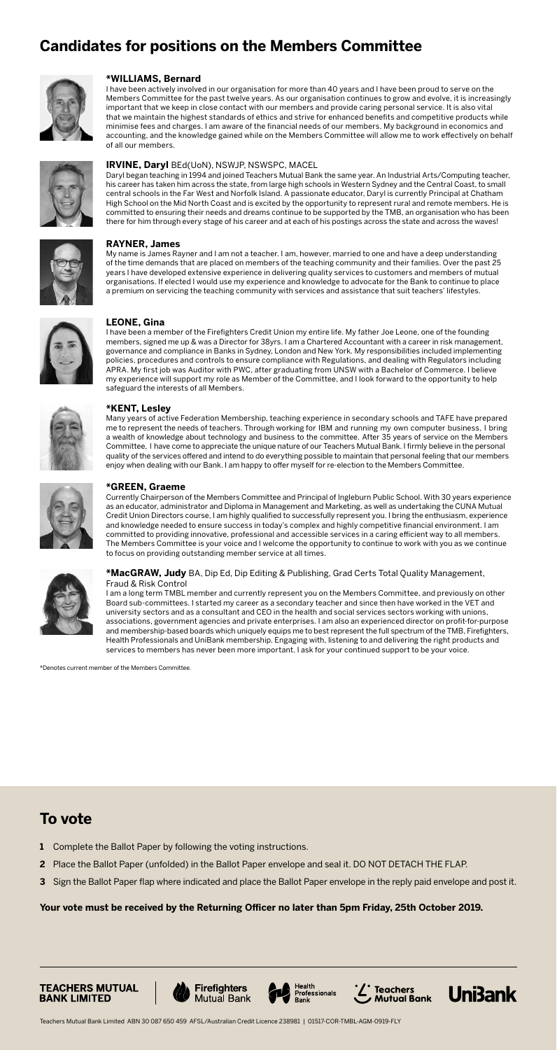# Candidates for positions on the Members Committee

### *WILLIAMS, Bernard

I have been actively involved in our organisation for more than 40 years and I have been proud to serve on the Members Committee for the past twelve years. As our organisation continues to grow and evolve, it is increasingly important that we keep in close contact with our members and provide caring personal service. It is also vital that we maintain the highest standards of ethics and strive for enhanced benefits and competitive products while minimise fees and charges. I am aware of the financial needs of our members. My background in economics and accounting, and the knowledge gained while on the Members Committee will allow me to work effectively on behalf of all our members.

### IRVINE, Daryl BEd(UoN), NSWJP, NSWSPC, MACEL

Daryl began teaching in 1994 and joined Teachers Mutual Bank the same year. An Industrial Arts/Computing teacher, his career has taken him across the state, from large high schools in Western Sydney and the Central Coast, to small central schools in the Far West and Norfolk Island. A passionate educator, Daryl is currently Principal at Chatham High School on the Mid North Coast and is excited by the opportunity to represent rural and remote members. He is committed to ensuring their needs and dreams continue to be supported by the TMB, an organisation who has been there for him through every stage of his career and at each of his postings across the state and across the waves!

### RAYNER, James

My name is James Rayner and I am not a teacher. I am, however, married to one and have a deep understanding of the time demands that are placed on members of the teaching community and their families. Over the past 25 years I have developed extensive experience in delivering quality services to customers and members of mutual organisations. If elected I would use my experience and knowledge to advocate for the Bank to continue to place a premium on servicing the teaching community with services and assistance that suit teachers' lifestyles.

### LEONE, Gina

I have been a member of the Firefighters Credit Union my entire life. My father Joe Leone, one of the founding members, signed me up & was a Director for 38yrs. I am a Chartered Accountant with a career in risk management, governance and compliance in Banks in Sydney, London and New York. My responsibilities included implementing policies, procedures and controls to ensure compliance with Regulations, and dealing with Regulators including APRA. My first job was Auditor with PWC, after graduating from UNSW with a Bachelor of Commerce. I believe my experience will support my role as Member of the Committee, and I look forward to the opportunity to help safeguard the interests of all Members.

### *KENT, Lesley

Many years of active Federation Membership, teaching experience in secondary schools and TAFE have prepared me to represent the needs of teachers. Through working for IBM and running my own computer business, I bring a wealth of knowledge about technology and business to the committee. After 35 years of service on the Members Committee, I have come to appreciate the unique nature of our Teachers Mutual Bank. I firmly believe in the personal quality of the services offered and intend to do everything possible to maintain that personal feeling that our members enjoy when dealing with our Bank. I am happy to offer myself for re-election to the Members Committee.

### *GREEN, Graeme

Currently Chairperson of the Members Committee and Principal of Ingleburn Public School. With 30 years experience as an educator, administrator and Diploma in Management and Marketing, as well as undertaking the CUNA Mutual Credit Union Directors course, I am highly qualified to successfully represent you. I bring the enthusiasm, experience and knowledge needed to ensure success in today's complex and highly competitive financial environment. I am committed to providing innovative, professional and accessible services in a caring efficient way to all members. The Members Committee is your voice and I welcome the opportunity to continue to work with you as we continue to focus on providing outstanding member service at all times.

### *MacGRAW, Judy BA, Dip Ed, Dip Editing & Publishing, Grad Certs Total Quality Management, Fraud & Risk Control

I am a long term TMBL member and currently represent you on the Members Committee, and previously on other Board sub-committees. I started my career as a secondary teacher and since then have worked in the VET and university sectors and as a consultant and CEO in the health and social services sectors working with unions, associations, government agencies and private enterprises. I am also an experienced director on profit-for-purpose and membership-based boards which uniquely equips me to best represent the full spectrum of the TMB, Firefighters, Health Professionals and UniBank membership. Engaging with, listening to and delivering the right products and services to members has never been more important. I ask for your continued support to be your voice.

*Denotes current member of the Members Committee.

# To vote

1. Complete the Ballot Paper by following the voting instructions.
2. Place the Ballot Paper (unfolded) in the Ballot Paper envelope and seal it. DO NOT DETACH THE FLAP.
3. Sign the Ballot Paper flap where indicated and place the Ballot Paper envelope in the reply paid envelope and post it.

**Your vote must be received by the Returning Officer no later than 5pm Friday, 25th October 2019.**

**TEACHERS MUTUAL BANK LIMITED** | Firefighters Mutual Bank | Health Professionals Bank | Teachers Mutual Bank | UniBank

Teachers Mutual Bank Limited ABN 30 087 650 459 AFSL/Australian Credit Licence 238981 | 01517-COR-TMBL-AGM-0919-FLY